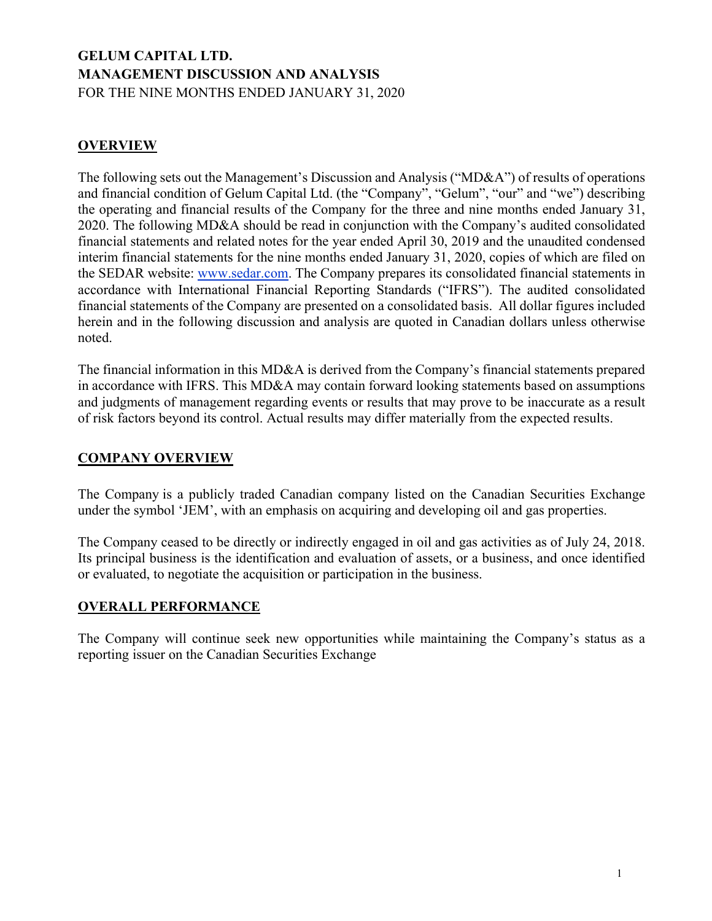# GELUM CAPITAL LTD.
# MANAGEMENT DISCUSSION AND ANALYSIS

FOR THE NINE MONTHS ENDED JANUARY 31, 2020

## OVERVIEW

The following sets out the Management's Discussion and Analysis ("MD&A") of results of operations and financial condition of Gelum Capital Ltd. (the "Company", "Gelum", "our" and "we") describing the operating and financial results of the Company for the three and nine months ended January 31, 2020. The following MD&A should be read in conjunction with the Company's audited consolidated financial statements and related notes for the year ended April 30, 2019 and the unaudited condensed interim financial statements for the nine months ended January 31, 2020, copies of which are filed on the SEDAR website: www.sedar.com. The Company prepares its consolidated financial statements in accordance with International Financial Reporting Standards ("IFRS"). The audited consolidated financial statements of the Company are presented on a consolidated basis. All dollar figures included herein and in the following discussion and analysis are quoted in Canadian dollars unless otherwise noted.

The financial information in this MD&A is derived from the Company's financial statements prepared in accordance with IFRS. This MD&A may contain forward looking statements based on assumptions and judgments of management regarding events or results that may prove to be inaccurate as a result of risk factors beyond its control. Actual results may differ materially from the expected results.

## COMPANY OVERVIEW

The Company is a publicly traded Canadian company listed on the Canadian Securities Exchange under the symbol 'JEM', with an emphasis on acquiring and developing oil and gas properties.

The Company ceased to be directly or indirectly engaged in oil and gas activities as of July 24, 2018. Its principal business is the identification and evaluation of assets, or a business, and once identified or evaluated, to negotiate the acquisition or participation in the business.

## OVERALL PERFORMANCE

The Company will continue seek new opportunities while maintaining the Company's status as a reporting issuer on the Canadian Securities Exchange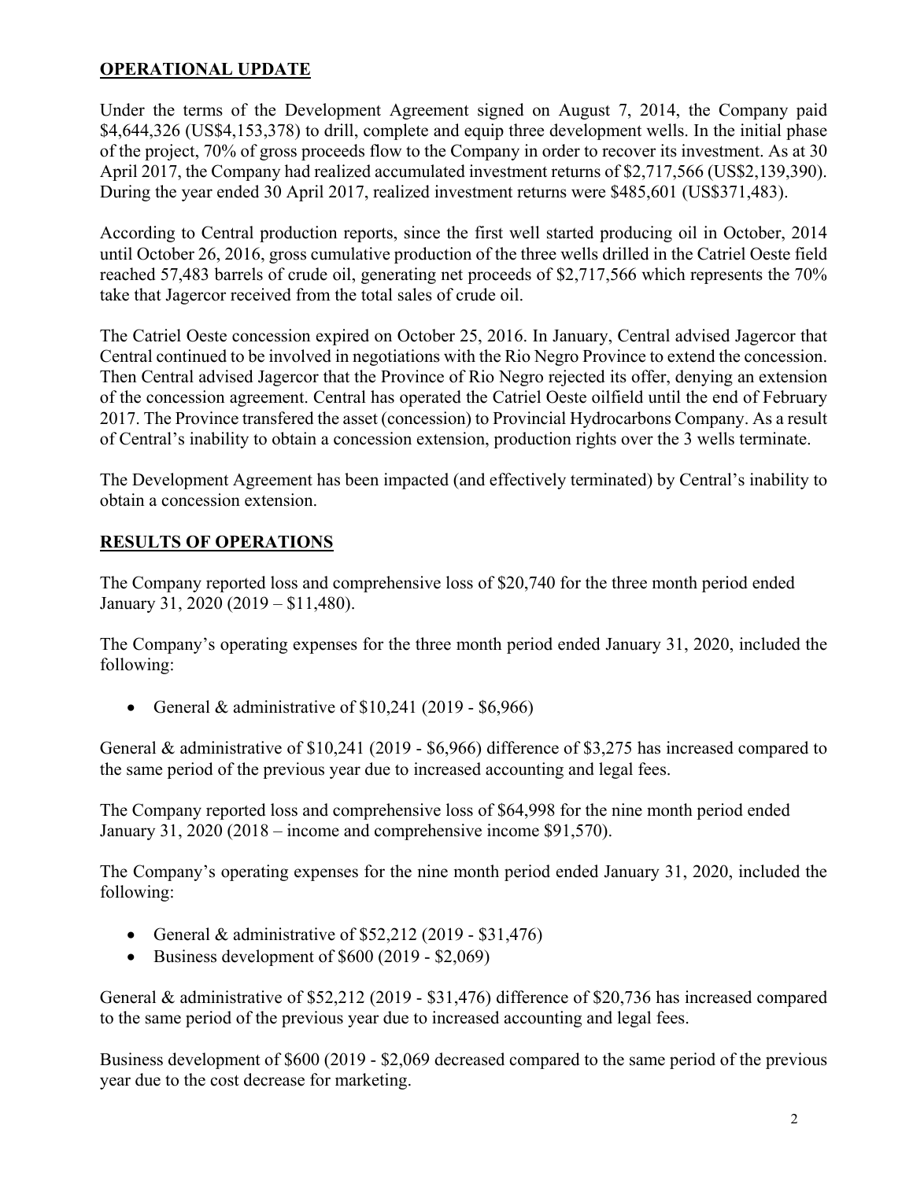## OPERATIONAL UPDATE

Under the terms of the Development Agreement signed on August 7, 2014, the Company paid $4,644,326 (US$4,153,378) to drill, complete and equip three development wells. In the initial phase of the project, 70% of gross proceeds flow to the Company in order to recover its investment. As at 30 April 2017, the Company had realized accumulated investment returns of $2,717,566 (US$2,139,390). During the year ended 30 April 2017, realized investment returns were $485,601 (US$371,483).

According to Central production reports, since the first well started producing oil in October, 2014 until October 26, 2016, gross cumulative production of the three wells drilled in the Catriel Oeste field reached 57,483 barrels of crude oil, generating net proceeds of $2,717,566 which represents the 70% take that Jagercor received from the total sales of crude oil.

The Catriel Oeste concession expired on October 25, 2016. In January, Central advised Jagercor that Central continued to be involved in negotiations with the Rio Negro Province to extend the concession. Then Central advised Jagercor that the Province of Rio Negro rejected its offer, denying an extension of the concession agreement. Central has operated the Catriel Oeste oilfield until the end of February 2017. The Province transfered the asset (concession) to Provincial Hydrocarbons Company. As a result of Central's inability to obtain a concession extension, production rights over the 3 wells terminate.

The Development Agreement has been impacted (and effectively terminated) by Central's inability to obtain a concession extension.

## RESULTS OF OPERATIONS

The Company reported loss and comprehensive loss of $20,740 for the three month period ended January 31, 2020 (2019 – $11,480).

The Company's operating expenses for the three month period ended January 31, 2020, included the following:

- General & administrative of $10,241 (2019 - $6,966)

General & administrative of $10,241 (2019 - $6,966) difference of $3,275 has increased compared to the same period of the previous year due to increased accounting and legal fees.

The Company reported loss and comprehensive loss of $64,998 for the nine month period ended January 31, 2020 (2018 – income and comprehensive income $91,570).

The Company's operating expenses for the nine month period ended January 31, 2020, included the following:

- General & administrative of $52,212 (2019 - $31,476)
- Business development of $600 (2019 - $2,069)

General & administrative of $52,212 (2019 - $31,476) difference of $20,736 has increased compared to the same period of the previous year due to increased accounting and legal fees.

Business development of $600 (2019 - $2,069 decreased compared to the same period of the previous year due to the cost decrease for marketing.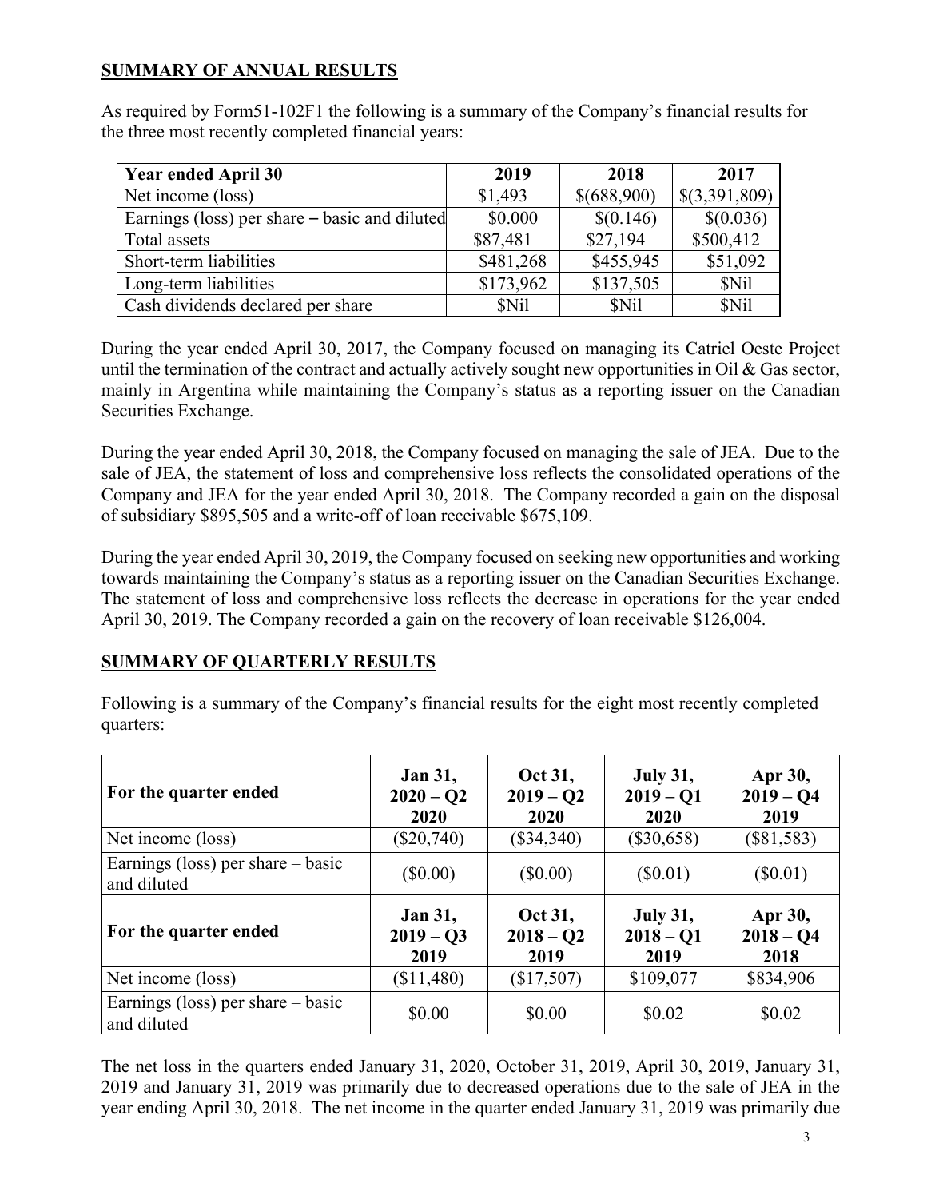## SUMMARY OF ANNUAL RESULTS

As required by Form51-102F1 the following is a summary of the Company's financial results for the three most recently completed financial years:

| Year ended April 30 | 2019 | 2018 | 2017 |
|---|---|---|---|
| Net income (loss) | $1,493 | $(688,900) | $(3,391,809) |
| Earnings (loss) per share – basic and diluted | $0.000 | $(0.146) | $(0.036) |
| Total assets | $87,481 | $27,194 | $500,412 |
| Short-term liabilities | $481,268 | $455,945 | $51,092 |
| Long-term liabilities | $173,962 | $137,505 | $Nil |
| Cash dividends declared per share | $Nil | $Nil | $Nil |

During the year ended April 30, 2017, the Company focused on managing its Catriel Oeste Project until the termination of the contract and actually actively sought new opportunities in Oil & Gas sector, mainly in Argentina while maintaining the Company's status as a reporting issuer on the Canadian Securities Exchange.

During the year ended April 30, 2018, the Company focused on managing the sale of JEA. Due to the sale of JEA, the statement of loss and comprehensive loss reflects the consolidated operations of the Company and JEA for the year ended April 30, 2018. The Company recorded a gain on the disposal of subsidiary $895,505 and a write-off of loan receivable $675,109.

During the year ended April 30, 2019, the Company focused on seeking new opportunities and working towards maintaining the Company's status as a reporting issuer on the Canadian Securities Exchange. The statement of loss and comprehensive loss reflects the decrease in operations for the year ended April 30, 2019. The Company recorded a gain on the recovery of loan receivable $126,004.

## SUMMARY OF QUARTERLY RESULTS

Following is a summary of the Company's financial results for the eight most recently completed quarters:

| For the quarter ended | Jan 31, 2020 – Q2 2020 | Oct 31, 2019 – Q2 2020 | July 31, 2019 – Q1 2020 | Apr 30, 2019 – Q4 2019 |
|---|---|---|---|---|
| Net income (loss) | ($20,740) | ($34,340) | ($30,658) | ($81,583) |
| Earnings (loss) per share – basic and diluted | ($0.00) | ($0.00) | ($0.01) | ($0.01) |
| **For the quarter ended** | **Jan 31, 2019 – Q3 2019** | **Oct 31, 2018 – Q2 2019** | **July 31, 2018 – Q1 2019** | **Apr 30, 2018 – Q4 2018** |
| Net income (loss) | ($11,480) | ($17,507) | $109,077 | $834,906 |
| Earnings (loss) per share – basic and diluted | $0.00 | $0.00 | $0.02 | $0.02 |

The net loss in the quarters ended January 31, 2020, October 31, 2019, April 30, 2019, January 31, 2019 and January 31, 2019 was primarily due to decreased operations due to the sale of JEA in the year ending April 30, 2018. The net income in the quarter ended January 31, 2019 was primarily due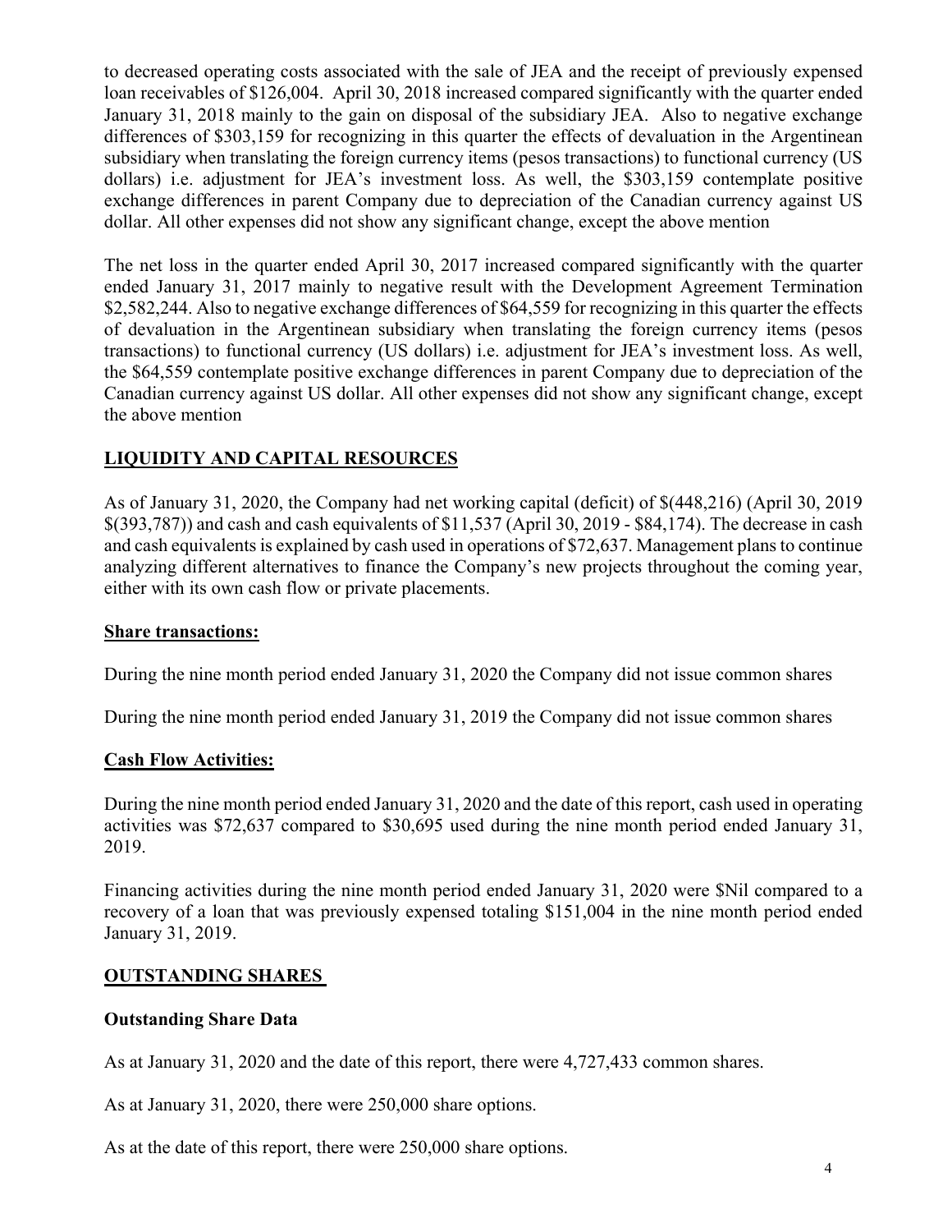to decreased operating costs associated with the sale of JEA and the receipt of previously expensed loan receivables of $126,004. April 30, 2018 increased compared significantly with the quarter ended January 31, 2018 mainly to the gain on disposal of the subsidiary JEA. Also to negative exchange differences of $303,159 for recognizing in this quarter the effects of devaluation in the Argentinean subsidiary when translating the foreign currency items (pesos transactions) to functional currency (US dollars) i.e. adjustment for JEA's investment loss. As well, the $303,159 contemplate positive exchange differences in parent Company due to depreciation of the Canadian currency against US dollar. All other expenses did not show any significant change, except the above mention

The net loss in the quarter ended April 30, 2017 increased compared significantly with the quarter ended January 31, 2017 mainly to negative result with the Development Agreement Termination $2,582,244. Also to negative exchange differences of $64,559 for recognizing in this quarter the effects of devaluation in the Argentinean subsidiary when translating the foreign currency items (pesos transactions) to functional currency (US dollars) i.e. adjustment for JEA's investment loss. As well, the $64,559 contemplate positive exchange differences in parent Company due to depreciation of the Canadian currency against US dollar. All other expenses did not show any significant change, except the above mention

## LIQUIDITY AND CAPITAL RESOURCES

As of January 31, 2020, the Company had net working capital (deficit) of $(448,216) (April 30, 2019 $(393,787)) and cash and cash equivalents of $11,537 (April 30, 2019 - $84,174). The decrease in cash and cash equivalents is explained by cash used in operations of $72,637. Management plans to continue analyzing different alternatives to finance the Company's new projects throughout the coming year, either with its own cash flow or private placements.

### Share transactions:

During the nine month period ended January 31, 2020 the Company did not issue common shares

During the nine month period ended January 31, 2019 the Company did not issue common shares

### Cash Flow Activities:

During the nine month period ended January 31, 2020 and the date of this report, cash used in operating activities was $72,637 compared to $30,695 used during the nine month period ended January 31, 2019.

Financing activities during the nine month period ended January 31, 2020 were $Nil compared to a recovery of a loan that was previously expensed totaling $151,004 in the nine month period ended January 31, 2019.

## OUTSTANDING SHARES

### Outstanding Share Data

As at January 31, 2020 and the date of this report, there were 4,727,433 common shares.

As at January 31, 2020, there were 250,000 share options.

As at the date of this report, there were 250,000 share options.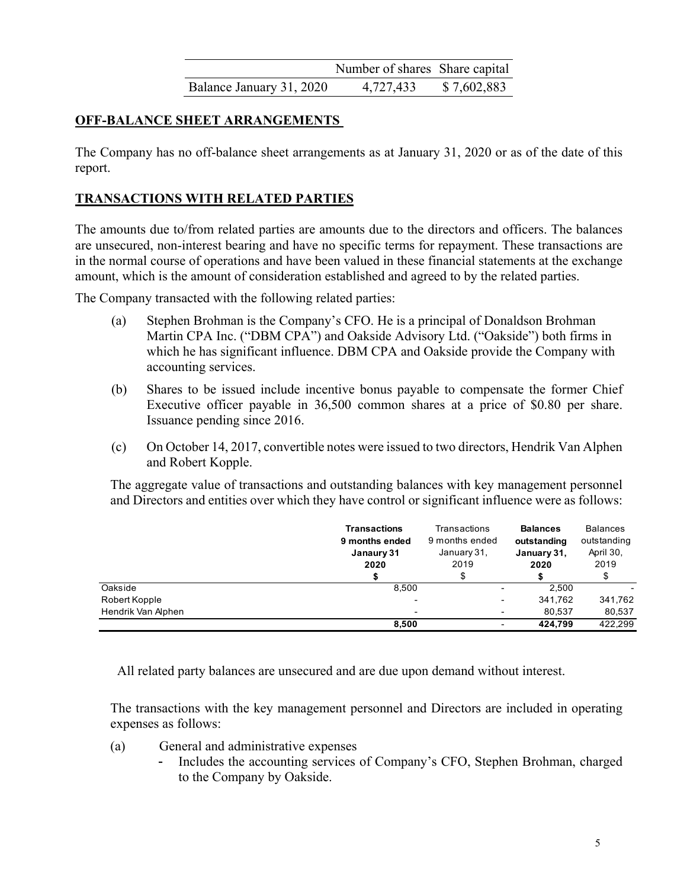| | Number of shares | Share capital |
|---|---|---|
| Balance January 31, 2020 | 4,727,433 | $ 7,602,883 |

## OFF-BALANCE SHEET ARRANGEMENTS

The Company has no off-balance sheet arrangements as at January 31, 2020 or as of the date of this report.

## TRANSACTIONS WITH RELATED PARTIES

The amounts due to/from related parties are amounts due to the directors and officers. The balances are unsecured, non-interest bearing and have no specific terms for repayment. These transactions are in the normal course of operations and have been valued in these financial statements at the exchange amount, which is the amount of consideration established and agreed to by the related parties.

The Company transacted with the following related parties:

(a) Stephen Brohman is the Company's CFO. He is a principal of Donaldson Brohman Martin CPA Inc. ("DBM CPA") and Oakside Advisory Ltd. ("Oakside") both firms in which he has significant influence. DBM CPA and Oakside provide the Company with accounting services.

(b) Shares to be issued include incentive bonus payable to compensate the former Chief Executive officer payable in 36,500 common shares at a price of $0.80 per share. Issuance pending since 2016.

(c) On October 14, 2017, convertible notes were issued to two directors, Hendrik Van Alphen and Robert Kopple.

The aggregate value of transactions and outstanding balances with key management personnel and Directors and entities over which they have control or significant influence were as follows:

| | **Transactions 9 months ended Janaury 31 2020** | Transactions 9 months ended January 31, 2019 | **Balances outstanding January 31, 2020** | Balances outstanding April 30, 2019 |
|---|---|---|---|---|
| | **$** | $ | **$** | $ |
| Oakside | 8,500 | - | 2,500 | - |
| Robert Kopple | - | - | 341,762 | 341,762 |
| Hendrik Van Alphen | - | - | 80,537 | 80,537 |
| | **8,500** | - | **424,799** | 422,299 |

All related party balances are unsecured and are due upon demand without interest.

The transactions with the key management personnel and Directors are included in operating expenses as follows:

(a) General and administrative expenses
- Includes the accounting services of Company's CFO, Stephen Brohman, charged to the Company by Oakside.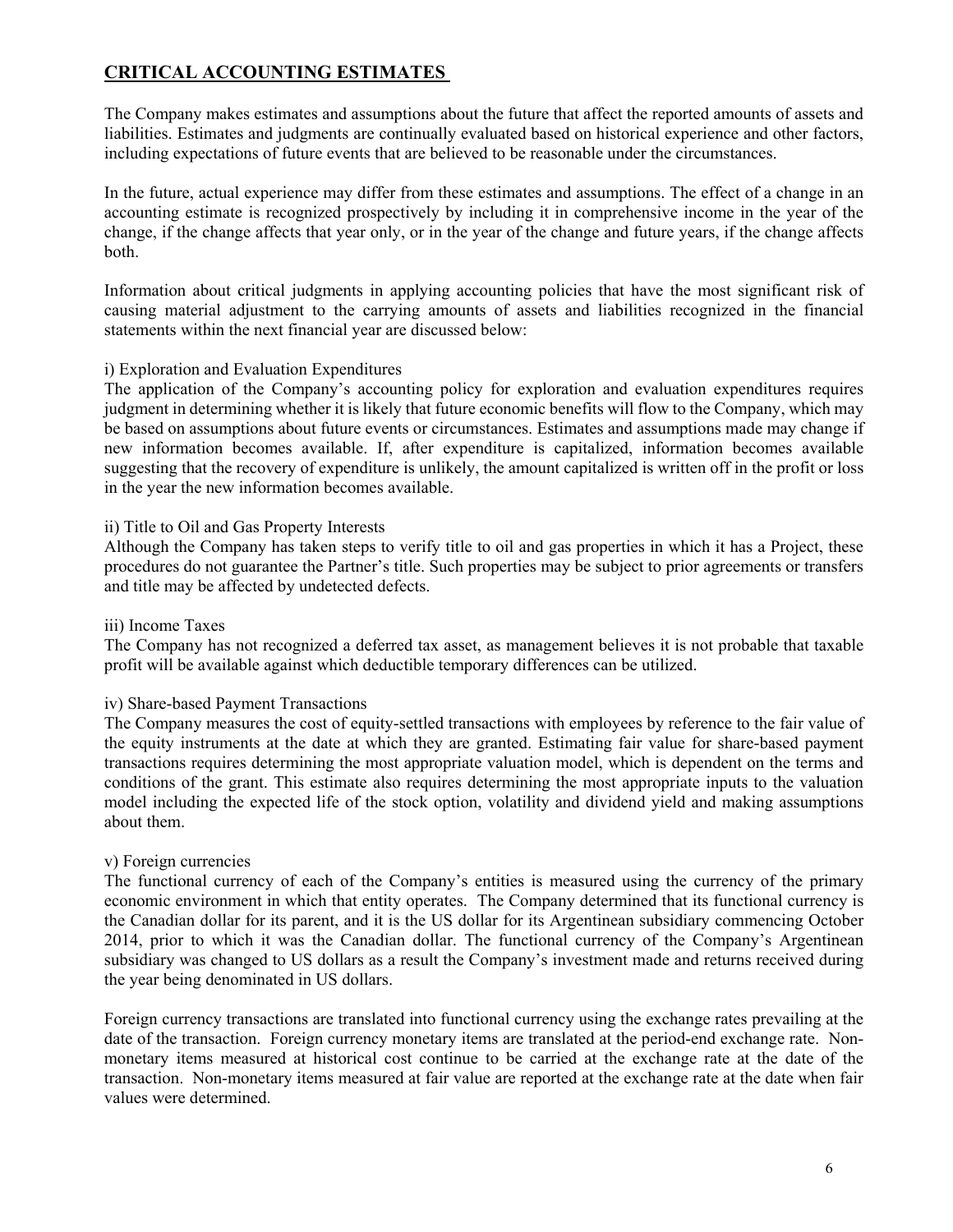## CRITICAL ACCOUNTING ESTIMATES

The Company makes estimates and assumptions about the future that affect the reported amounts of assets and liabilities. Estimates and judgments are continually evaluated based on historical experience and other factors, including expectations of future events that are believed to be reasonable under the circumstances.

In the future, actual experience may differ from these estimates and assumptions. The effect of a change in an accounting estimate is recognized prospectively by including it in comprehensive income in the year of the change, if the change affects that year only, or in the year of the change and future years, if the change affects both.

Information about critical judgments in applying accounting policies that have the most significant risk of causing material adjustment to the carrying amounts of assets and liabilities recognized in the financial statements within the next financial year are discussed below:

i) Exploration and Evaluation Expenditures
The application of the Company's accounting policy for exploration and evaluation expenditures requires judgment in determining whether it is likely that future economic benefits will flow to the Company, which may be based on assumptions about future events or circumstances. Estimates and assumptions made may change if new information becomes available. If, after expenditure is capitalized, information becomes available suggesting that the recovery of expenditure is unlikely, the amount capitalized is written off in the profit or loss in the year the new information becomes available.

ii) Title to Oil and Gas Property Interests
Although the Company has taken steps to verify title to oil and gas properties in which it has a Project, these procedures do not guarantee the Partner's title. Such properties may be subject to prior agreements or transfers and title may be affected by undetected defects.

iii) Income Taxes
The Company has not recognized a deferred tax asset, as management believes it is not probable that taxable profit will be available against which deductible temporary differences can be utilized.

iv) Share-based Payment Transactions
The Company measures the cost of equity-settled transactions with employees by reference to the fair value of the equity instruments at the date at which they are granted. Estimating fair value for share-based payment transactions requires determining the most appropriate valuation model, which is dependent on the terms and conditions of the grant. This estimate also requires determining the most appropriate inputs to the valuation model including the expected life of the stock option, volatility and dividend yield and making assumptions about them.

v) Foreign currencies
The functional currency of each of the Company's entities is measured using the currency of the primary economic environment in which that entity operates. The Company determined that its functional currency is the Canadian dollar for its parent, and it is the US dollar for its Argentinean subsidiary commencing October 2014, prior to which it was the Canadian dollar. The functional currency of the Company's Argentinean subsidiary was changed to US dollars as a result the Company's investment made and returns received during the year being denominated in US dollars.

Foreign currency transactions are translated into functional currency using the exchange rates prevailing at the date of the transaction. Foreign currency monetary items are translated at the period-end exchange rate. Non-monetary items measured at historical cost continue to be carried at the exchange rate at the date of the transaction. Non-monetary items measured at fair value are reported at the exchange rate at the date when fair values were determined.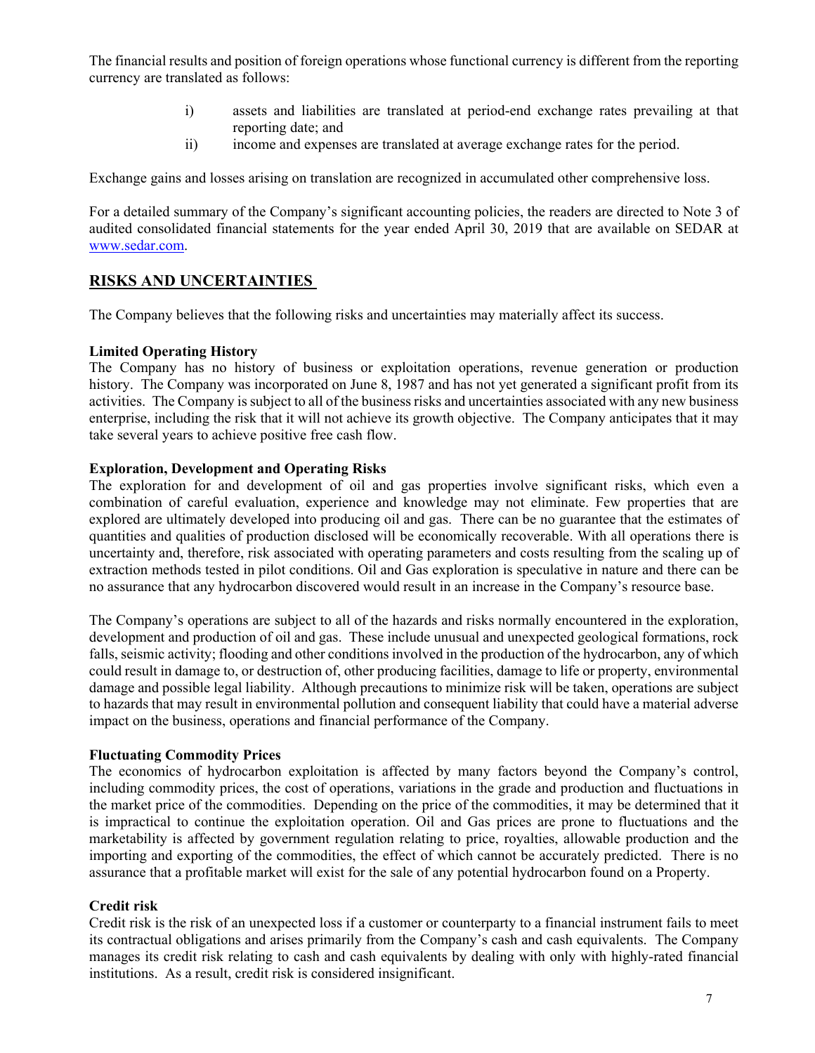The financial results and position of foreign operations whose functional currency is different from the reporting currency are translated as follows:

i) assets and liabilities are translated at period-end exchange rates prevailing at that reporting date; and
ii) income and expenses are translated at average exchange rates for the period.

Exchange gains and losses arising on translation are recognized in accumulated other comprehensive loss.

For a detailed summary of the Company's significant accounting policies, the readers are directed to Note 3 of audited consolidated financial statements for the year ended April 30, 2019 that are available on SEDAR at www.sedar.com.

## RISKS AND UNCERTAINTIES

The Company believes that the following risks and uncertainties may materially affect its success.

**Limited Operating History**
The Company has no history of business or exploitation operations, revenue generation or production history. The Company was incorporated on June 8, 1987 and has not yet generated a significant profit from its activities. The Company is subject to all of the business risks and uncertainties associated with any new business enterprise, including the risk that it will not achieve its growth objective. The Company anticipates that it may take several years to achieve positive free cash flow.

**Exploration, Development and Operating Risks**
The exploration for and development of oil and gas properties involve significant risks, which even a combination of careful evaluation, experience and knowledge may not eliminate. Few properties that are explored are ultimately developed into producing oil and gas. There can be no guarantee that the estimates of quantities and qualities of production disclosed will be economically recoverable. With all operations there is uncertainty and, therefore, risk associated with operating parameters and costs resulting from the scaling up of extraction methods tested in pilot conditions. Oil and Gas exploration is speculative in nature and there can be no assurance that any hydrocarbon discovered would result in an increase in the Company's resource base.

The Company's operations are subject to all of the hazards and risks normally encountered in the exploration, development and production of oil and gas. These include unusual and unexpected geological formations, rock falls, seismic activity; flooding and other conditions involved in the production of the hydrocarbon, any of which could result in damage to, or destruction of, other producing facilities, damage to life or property, environmental damage and possible legal liability. Although precautions to minimize risk will be taken, operations are subject to hazards that may result in environmental pollution and consequent liability that could have a material adverse impact on the business, operations and financial performance of the Company.

**Fluctuating Commodity Prices**
The economics of hydrocarbon exploitation is affected by many factors beyond the Company's control, including commodity prices, the cost of operations, variations in the grade and production and fluctuations in the market price of the commodities. Depending on the price of the commodities, it may be determined that it is impractical to continue the exploitation operation. Oil and Gas prices are prone to fluctuations and the marketability is affected by government regulation relating to price, royalties, allowable production and the importing and exporting of the commodities, the effect of which cannot be accurately predicted. There is no assurance that a profitable market will exist for the sale of any potential hydrocarbon found on a Property.

**Credit risk**
Credit risk is the risk of an unexpected loss if a customer or counterparty to a financial instrument fails to meet its contractual obligations and arises primarily from the Company's cash and cash equivalents. The Company manages its credit risk relating to cash and cash equivalents by dealing with only with highly-rated financial institutions. As a result, credit risk is considered insignificant.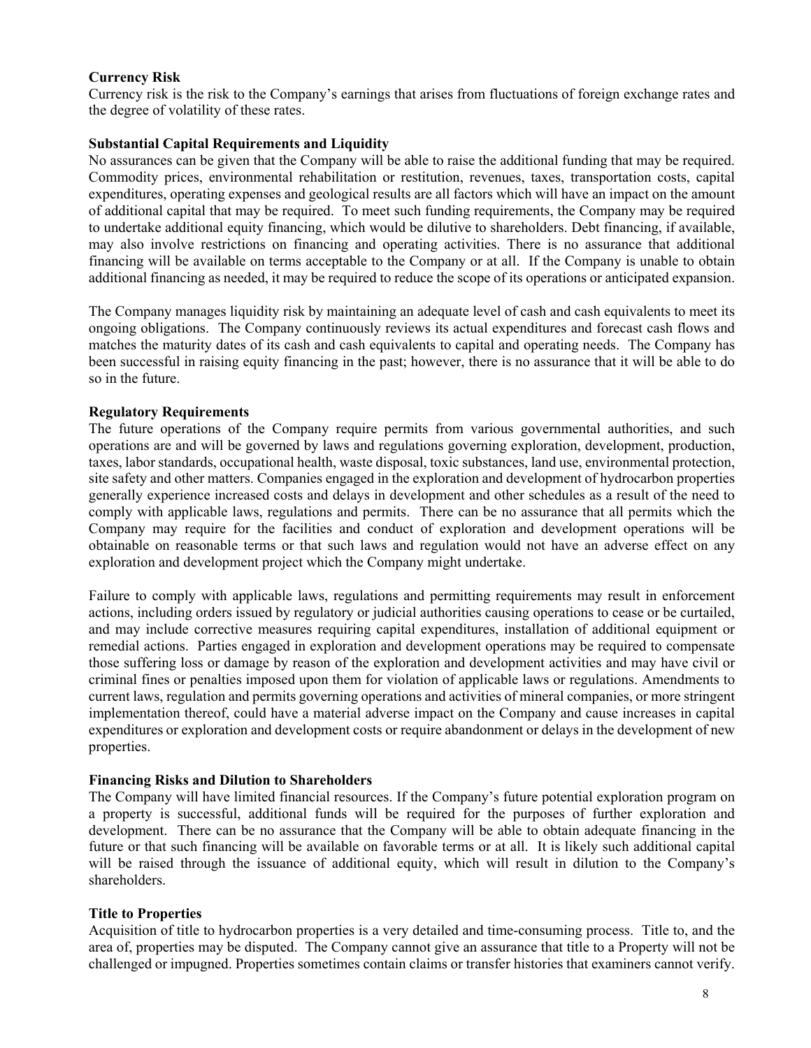**Currency Risk**

Currency risk is the risk to the Company's earnings that arises from fluctuations of foreign exchange rates and the degree of volatility of these rates.

**Substantial Capital Requirements and Liquidity**

No assurances can be given that the Company will be able to raise the additional funding that may be required. Commodity prices, environmental rehabilitation or restitution, revenues, taxes, transportation costs, capital expenditures, operating expenses and geological results are all factors which will have an impact on the amount of additional capital that may be required. To meet such funding requirements, the Company may be required to undertake additional equity financing, which would be dilutive to shareholders. Debt financing, if available, may also involve restrictions on financing and operating activities. There is no assurance that additional financing will be available on terms acceptable to the Company or at all. If the Company is unable to obtain additional financing as needed, it may be required to reduce the scope of its operations or anticipated expansion.

The Company manages liquidity risk by maintaining an adequate level of cash and cash equivalents to meet its ongoing obligations. The Company continuously reviews its actual expenditures and forecast cash flows and matches the maturity dates of its cash and cash equivalents to capital and operating needs. The Company has been successful in raising equity financing in the past; however, there is no assurance that it will be able to do so in the future.

**Regulatory Requirements**

The future operations of the Company require permits from various governmental authorities, and such operations are and will be governed by laws and regulations governing exploration, development, production, taxes, labor standards, occupational health, waste disposal, toxic substances, land use, environmental protection, site safety and other matters. Companies engaged in the exploration and development of hydrocarbon properties generally experience increased costs and delays in development and other schedules as a result of the need to comply with applicable laws, regulations and permits. There can be no assurance that all permits which the Company may require for the facilities and conduct of exploration and development operations will be obtainable on reasonable terms or that such laws and regulation would not have an adverse effect on any exploration and development project which the Company might undertake.

Failure to comply with applicable laws, regulations and permitting requirements may result in enforcement actions, including orders issued by regulatory or judicial authorities causing operations to cease or be curtailed, and may include corrective measures requiring capital expenditures, installation of additional equipment or remedial actions. Parties engaged in exploration and development operations may be required to compensate those suffering loss or damage by reason of the exploration and development activities and may have civil or criminal fines or penalties imposed upon them for violation of applicable laws or regulations. Amendments to current laws, regulation and permits governing operations and activities of mineral companies, or more stringent implementation thereof, could have a material adverse impact on the Company and cause increases in capital expenditures or exploration and development costs or require abandonment or delays in the development of new properties.

**Financing Risks and Dilution to Shareholders**

The Company will have limited financial resources. If the Company's future potential exploration program on a property is successful, additional funds will be required for the purposes of further exploration and development. There can be no assurance that the Company will be able to obtain adequate financing in the future or that such financing will be available on favorable terms or at all. It is likely such additional capital will be raised through the issuance of additional equity, which will result in dilution to the Company's shareholders.

**Title to Properties**

Acquisition of title to hydrocarbon properties is a very detailed and time-consuming process. Title to, and the area of, properties may be disputed. The Company cannot give an assurance that title to a Property will not be challenged or impugned. Properties sometimes contain claims or transfer histories that examiners cannot verify.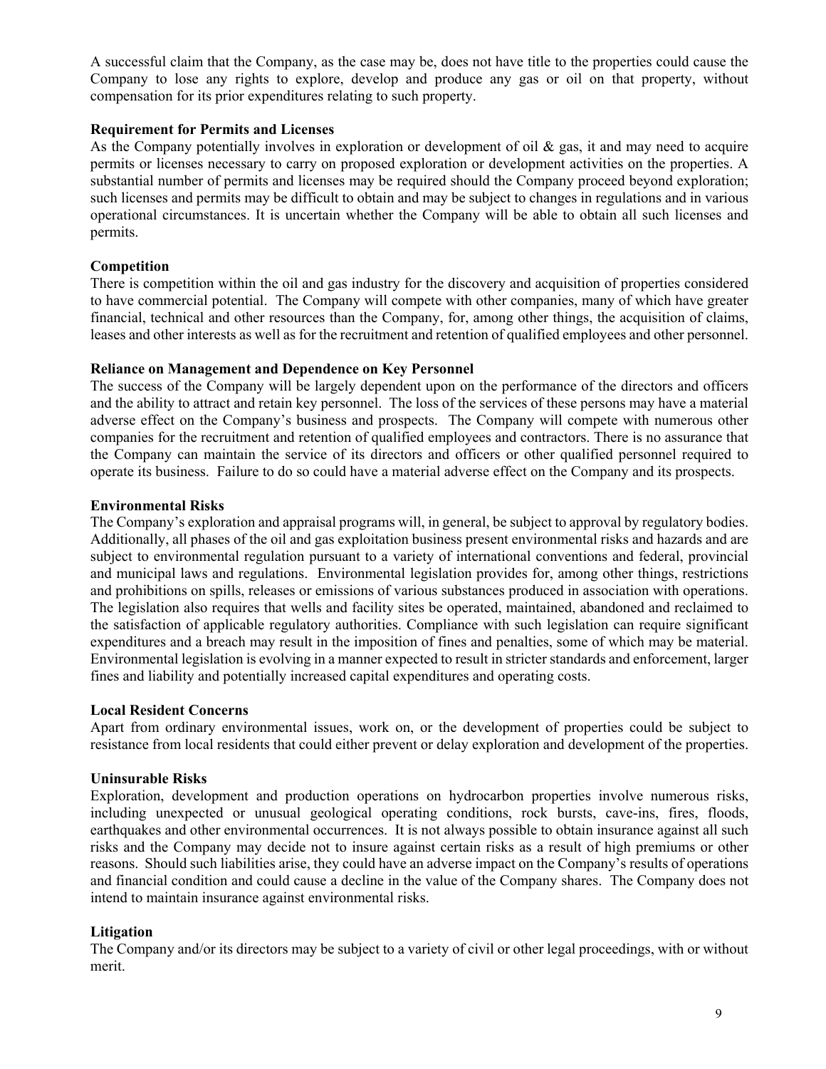A successful claim that the Company, as the case may be, does not have title to the properties could cause the Company to lose any rights to explore, develop and produce any gas or oil on that property, without compensation for its prior expenditures relating to such property.

**Requirement for Permits and Licenses**

As the Company potentially involves in exploration or development of oil & gas, it and may need to acquire permits or licenses necessary to carry on proposed exploration or development activities on the properties. A substantial number of permits and licenses may be required should the Company proceed beyond exploration; such licenses and permits may be difficult to obtain and may be subject to changes in regulations and in various operational circumstances. It is uncertain whether the Company will be able to obtain all such licenses and permits.

**Competition**

There is competition within the oil and gas industry for the discovery and acquisition of properties considered to have commercial potential. The Company will compete with other companies, many of which have greater financial, technical and other resources than the Company, for, among other things, the acquisition of claims, leases and other interests as well as for the recruitment and retention of qualified employees and other personnel.

**Reliance on Management and Dependence on Key Personnel**

The success of the Company will be largely dependent upon on the performance of the directors and officers and the ability to attract and retain key personnel. The loss of the services of these persons may have a material adverse effect on the Company's business and prospects. The Company will compete with numerous other companies for the recruitment and retention of qualified employees and contractors. There is no assurance that the Company can maintain the service of its directors and officers or other qualified personnel required to operate its business. Failure to do so could have a material adverse effect on the Company and its prospects.

**Environmental Risks**

The Company's exploration and appraisal programs will, in general, be subject to approval by regulatory bodies. Additionally, all phases of the oil and gas exploitation business present environmental risks and hazards and are subject to environmental regulation pursuant to a variety of international conventions and federal, provincial and municipal laws and regulations. Environmental legislation provides for, among other things, restrictions and prohibitions on spills, releases or emissions of various substances produced in association with operations. The legislation also requires that wells and facility sites be operated, maintained, abandoned and reclaimed to the satisfaction of applicable regulatory authorities. Compliance with such legislation can require significant expenditures and a breach may result in the imposition of fines and penalties, some of which may be material. Environmental legislation is evolving in a manner expected to result in stricter standards and enforcement, larger fines and liability and potentially increased capital expenditures and operating costs.

**Local Resident Concerns**

Apart from ordinary environmental issues, work on, or the development of properties could be subject to resistance from local residents that could either prevent or delay exploration and development of the properties.

**Uninsurable Risks**

Exploration, development and production operations on hydrocarbon properties involve numerous risks, including unexpected or unusual geological operating conditions, rock bursts, cave-ins, fires, floods, earthquakes and other environmental occurrences. It is not always possible to obtain insurance against all such risks and the Company may decide not to insure against certain risks as a result of high premiums or other reasons. Should such liabilities arise, they could have an adverse impact on the Company's results of operations and financial condition and could cause a decline in the value of the Company shares. The Company does not intend to maintain insurance against environmental risks.

**Litigation**

The Company and/or its directors may be subject to a variety of civil or other legal proceedings, with or without merit.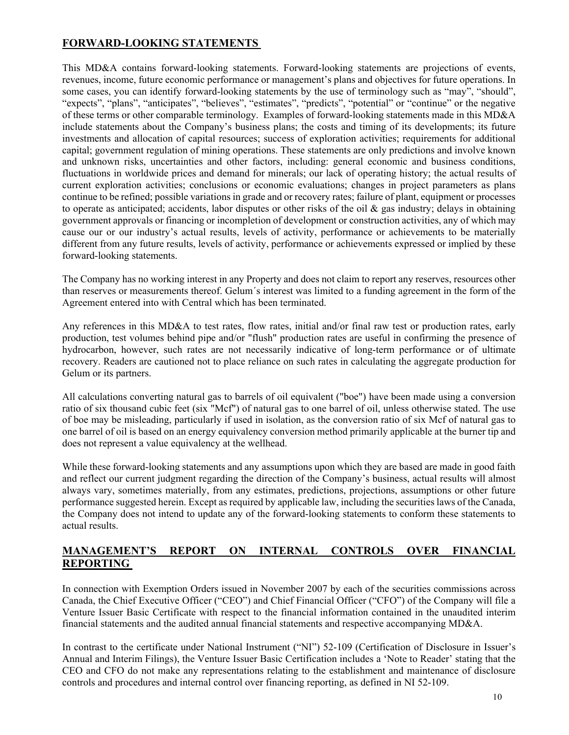## FORWARD-LOOKING STATEMENTS

This MD&A contains forward-looking statements. Forward-looking statements are projections of events, revenues, income, future economic performance or management's plans and objectives for future operations. In some cases, you can identify forward-looking statements by the use of terminology such as "may", "should", "expects", "plans", "anticipates", "believes", "estimates", "predicts", "potential" or "continue" or the negative of these terms or other comparable terminology. Examples of forward-looking statements made in this MD&A include statements about the Company's business plans; the costs and timing of its developments; its future investments and allocation of capital resources; success of exploration activities; requirements for additional capital; government regulation of mining operations. These statements are only predictions and involve known and unknown risks, uncertainties and other factors, including: general economic and business conditions, fluctuations in worldwide prices and demand for minerals; our lack of operating history; the actual results of current exploration activities; conclusions or economic evaluations; changes in project parameters as plans continue to be refined; possible variations in grade and or recovery rates; failure of plant, equipment or processes to operate as anticipated; accidents, labor disputes or other risks of the oil & gas industry; delays in obtaining government approvals or financing or incompletion of development or construction activities, any of which may cause our or our industry's actual results, levels of activity, performance or achievements to be materially different from any future results, levels of activity, performance or achievements expressed or implied by these forward-looking statements.

The Company has no working interest in any Property and does not claim to report any reserves, resources other than reserves or measurements thereof. Gelum´s interest was limited to a funding agreement in the form of the Agreement entered into with Central which has been terminated.

Any references in this MD&A to test rates, flow rates, initial and/or final raw test or production rates, early production, test volumes behind pipe and/or "flush" production rates are useful in confirming the presence of hydrocarbon, however, such rates are not necessarily indicative of long-term performance or of ultimate recovery. Readers are cautioned not to place reliance on such rates in calculating the aggregate production for Gelum or its partners.

All calculations converting natural gas to barrels of oil equivalent ("boe") have been made using a conversion ratio of six thousand cubic feet (six "Mcf") of natural gas to one barrel of oil, unless otherwise stated. The use of boe may be misleading, particularly if used in isolation, as the conversion ratio of six Mcf of natural gas to one barrel of oil is based on an energy equivalency conversion method primarily applicable at the burner tip and does not represent a value equivalency at the wellhead.

While these forward-looking statements and any assumptions upon which they are based are made in good faith and reflect our current judgment regarding the direction of the Company's business, actual results will almost always vary, sometimes materially, from any estimates, predictions, projections, assumptions or other future performance suggested herein. Except as required by applicable law, including the securities laws of the Canada, the Company does not intend to update any of the forward-looking statements to conform these statements to actual results.

## MANAGEMENT'S REPORT ON INTERNAL CONTROLS OVER FINANCIAL REPORTING

In connection with Exemption Orders issued in November 2007 by each of the securities commissions across Canada, the Chief Executive Officer ("CEO") and Chief Financial Officer ("CFO") of the Company will file a Venture Issuer Basic Certificate with respect to the financial information contained in the unaudited interim financial statements and the audited annual financial statements and respective accompanying MD&A.

In contrast to the certificate under National Instrument ("NI") 52-109 (Certification of Disclosure in Issuer's Annual and Interim Filings), the Venture Issuer Basic Certification includes a 'Note to Reader' stating that the CEO and CFO do not make any representations relating to the establishment and maintenance of disclosure controls and procedures and internal control over financing reporting, as defined in NI 52-109.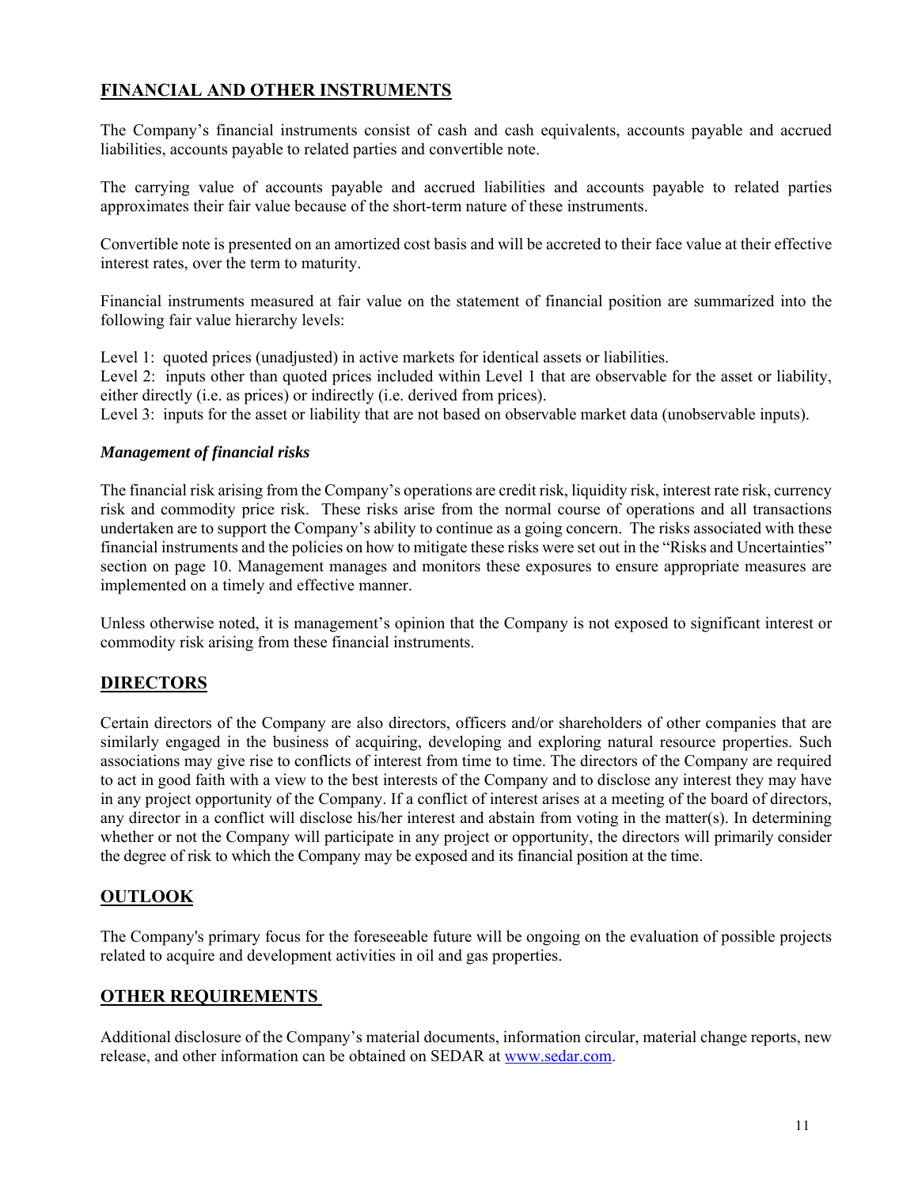## FINANCIAL AND OTHER INSTRUMENTS

The Company's financial instruments consist of cash and cash equivalents, accounts payable and accrued liabilities, accounts payable to related parties and convertible note.

The carrying value of accounts payable and accrued liabilities and accounts payable to related parties approximates their fair value because of the short-term nature of these instruments.

Convertible note is presented on an amortized cost basis and will be accreted to their face value at their effective interest rates, over the term to maturity.

Financial instruments measured at fair value on the statement of financial position are summarized into the following fair value hierarchy levels:

Level 1: quoted prices (unadjusted) in active markets for identical assets or liabilities.
Level 2: inputs other than quoted prices included within Level 1 that are observable for the asset or liability, either directly (i.e. as prices) or indirectly (i.e. derived from prices).
Level 3: inputs for the asset or liability that are not based on observable market data (unobservable inputs).

### *Management of financial risks*

The financial risk arising from the Company's operations are credit risk, liquidity risk, interest rate risk, currency risk and commodity price risk. These risks arise from the normal course of operations and all transactions undertaken are to support the Company's ability to continue as a going concern. The risks associated with these financial instruments and the policies on how to mitigate these risks were set out in the "Risks and Uncertainties" section on page 10. Management manages and monitors these exposures to ensure appropriate measures are implemented on a timely and effective manner.

Unless otherwise noted, it is management's opinion that the Company is not exposed to significant interest or commodity risk arising from these financial instruments.

## DIRECTORS

Certain directors of the Company are also directors, officers and/or shareholders of other companies that are similarly engaged in the business of acquiring, developing and exploring natural resource properties. Such associations may give rise to conflicts of interest from time to time. The directors of the Company are required to act in good faith with a view to the best interests of the Company and to disclose any interest they may have in any project opportunity of the Company. If a conflict of interest arises at a meeting of the board of directors, any director in a conflict will disclose his/her interest and abstain from voting in the matter(s). In determining whether or not the Company will participate in any project or opportunity, the directors will primarily consider the degree of risk to which the Company may be exposed and its financial position at the time.

## OUTLOOK

The Company's primary focus for the foreseeable future will be ongoing on the evaluation of possible projects related to acquire and development activities in oil and gas properties.

## OTHER REQUIREMENTS

Additional disclosure of the Company's material documents, information circular, material change reports, new release, and other information can be obtained on SEDAR at www.sedar.com.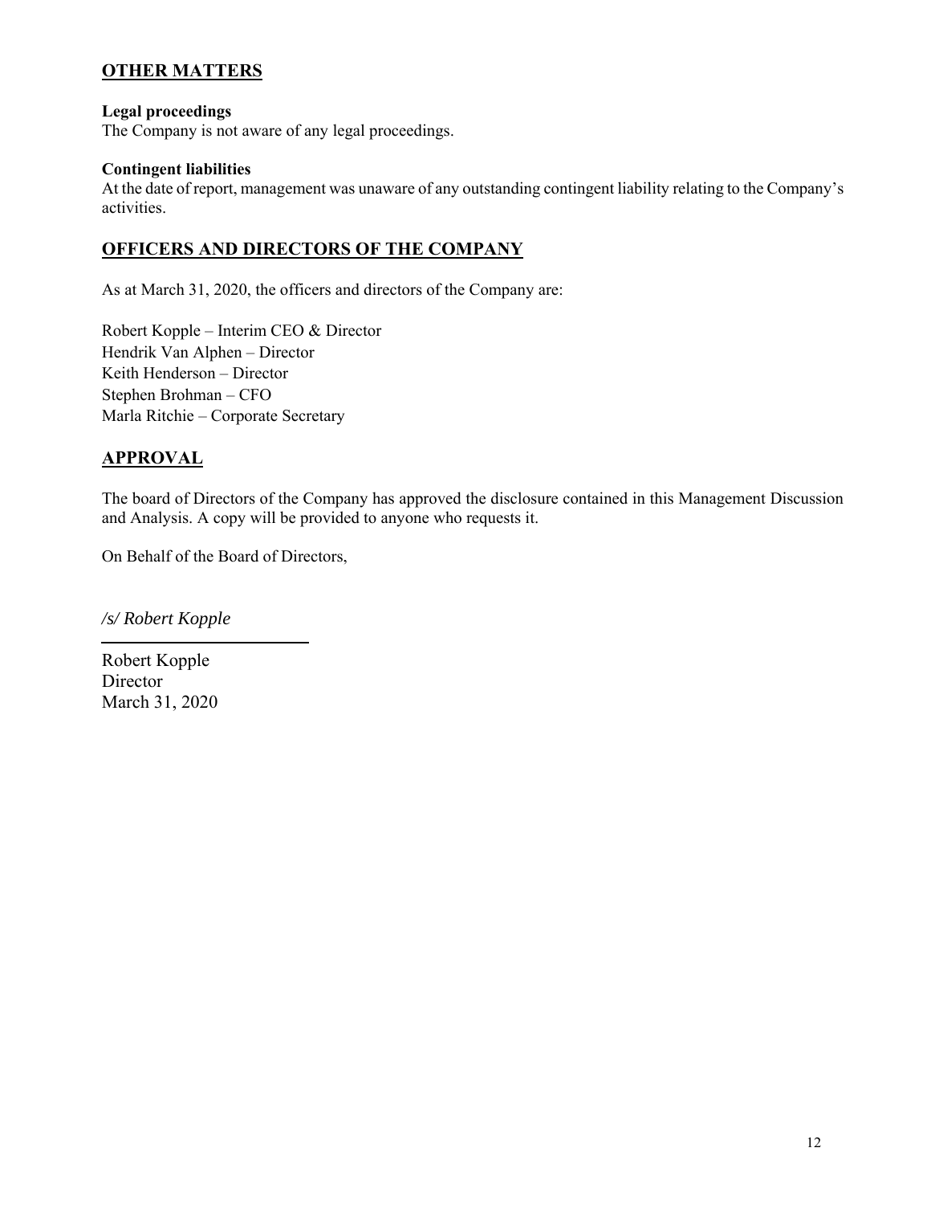## OTHER MATTERS

**Legal proceedings**
The Company is not aware of any legal proceedings.

**Contingent liabilities**
At the date of report, management was unaware of any outstanding contingent liability relating to the Company's activities.

## OFFICERS AND DIRECTORS OF THE COMPANY

As at March 31, 2020, the officers and directors of the Company are:

Robert Kopple – Interim CEO & Director
Hendrik Van Alphen – Director
Keith Henderson – Director
Stephen Brohman – CFO
Marla Ritchie – Corporate Secretary

## APPROVAL

The board of Directors of the Company has approved the disclosure contained in this Management Discussion and Analysis. A copy will be provided to anyone who requests it.

On Behalf of the Board of Directors,

*/s/ Robert Kopple*

Robert Kopple
Director
March 31, 2020